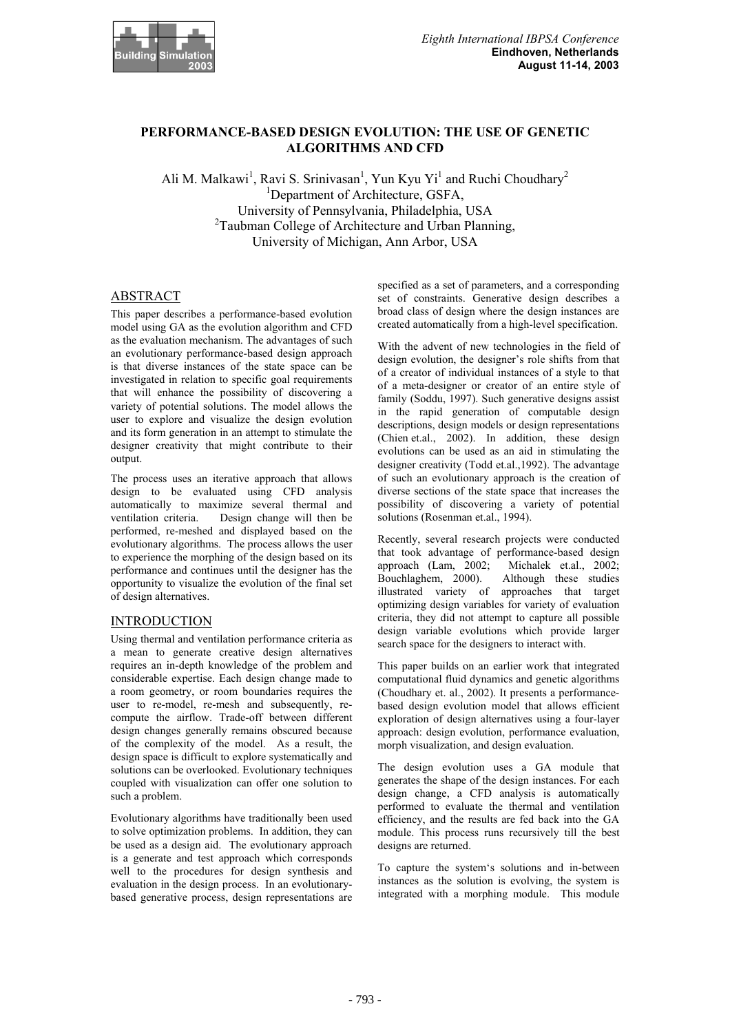# PERFORMANCE-BASED DESIGN EVOLUTION: THE USE OF GENETIC ALGORITHMS AND CFD

Ali M. Malkawi[1], Ravi S. Srinivasan[1], Yun Kyu Yi[1] and Ruchi Choudhary[2]

[1]Department of Architecture, GSFA, University of Pennsylvania, Philadelphia, USA

[2]Taubman College of Architecture and Urban Planning, University of Michigan, Ann Arbor, USA

## ABSTRACT

This paper describes a performance-based evolution model using GA as the evolution algorithm and CFD as the evaluation mechanism. The advantages of such an evolutionary performance-based design approach is that diverse instances of the state space can be investigated in relation to specific goal requirements that will enhance the possibility of discovering a variety of potential solutions. The model allows the user to explore and visualize the design evolution and its form generation in an attempt to stimulate the designer creativity that might contribute to their output.

The process uses an iterative approach that allows design to be evaluated using CFD analysis automatically to maximize several thermal and ventilation criteria. Design change will then be performed, re-meshed and displayed based on the evolutionary algorithms. The process allows the user to experience the morphing of the design based on its performance and continues until the designer has the opportunity to visualize the evolution of the final set of design alternatives.

## INTRODUCTION

Using thermal and ventilation performance criteria as a mean to generate creative design alternatives requires an in-depth knowledge of the problem and considerable expertise. Each design change made to a room geometry, or room boundaries requires the user to re-model, re-mesh and subsequently, re-compute the airflow. Trade-off between different design changes generally remains obscured because of the complexity of the model. As a result, the design space is difficult to explore systematically and solutions can be overlooked. Evolutionary techniques coupled with visualization can offer one solution to such a problem.

Evolutionary algorithms have traditionally been used to solve optimization problems. In addition, they can be used as a design aid. The evolutionary approach is a generate and test approach which corresponds well to the procedures for design synthesis and evaluation in the design process. In an evolutionary-based generative process, design representations are specified as a set of parameters, and a corresponding set of constraints. Generative design describes a broad class of design where the design instances are created automatically from a high-level specification.

With the advent of new technologies in the field of design evolution, the designer's role shifts from that of a creator of individual instances of a style to that of a meta-designer or creator of an entire style of family (Soddu, 1997). Such generative designs assist in the rapid generation of computable design descriptions, design models or design representations (Chien et.al., 2002). In addition, these design evolutions can be used as an aid in stimulating the designer creativity (Todd et.al.,1992). The advantage of such an evolutionary approach is the creation of diverse sections of the state space that increases the possibility of discovering a variety of potential solutions (Rosenman et.al., 1994).

Recently, several research projects were conducted that took advantage of performance-based design approach (Lam, 2002; Michalek et.al., 2002; Bouchlaghem, 2000). Although these studies illustrated variety of approaches that target optimizing design variables for variety of evaluation criteria, they did not attempt to capture all possible design variable evolutions which provide larger search space for the designers to interact with.

This paper builds on an earlier work that integrated computational fluid dynamics and genetic algorithms (Choudhary et. al., 2002). It presents a performance-based design evolution model that allows efficient exploration of design alternatives using a four-layer approach: design evolution, performance evaluation, morph visualization, and design evaluation.

The design evolution uses a GA module that generates the shape of the design instances. For each design change, a CFD analysis is automatically performed to evaluate the thermal and ventilation efficiency, and the results are fed back into the GA module. This process runs recursively till the best designs are returned.

To capture the system's solutions and in-between instances as the solution is evolving, the system is integrated with a morphing module. This module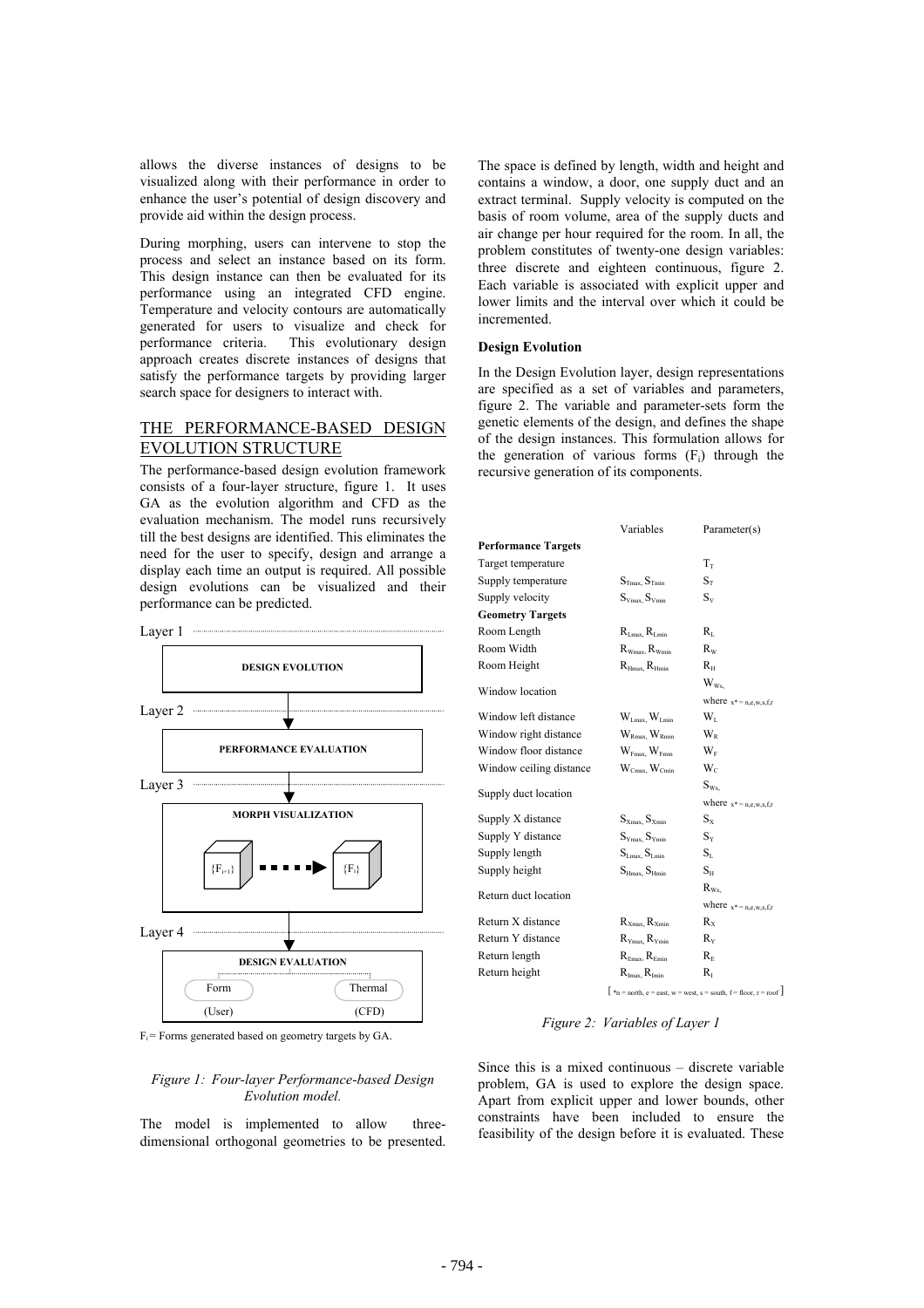allows the diverse instances of designs to be visualized along with their performance in order to enhance the user's potential of design discovery and provide aid within the design process.

During morphing, users can intervene to stop the process and select an instance based on its form. This design instance can then be evaluated for its performance using an integrated CFD engine. Temperature and velocity contours are automatically generated for users to visualize and check for performance criteria. This evolutionary design approach creates discrete instances of designs that satisfy the performance targets by providing larger search space for designers to interact with.

## THE PERFORMANCE-BASED DESIGN EVOLUTION STRUCTURE

The performance-based design evolution framework consists of a four-layer structure, figure 1. It uses GA as the evolution algorithm and CFD as the evaluation mechanism. The model runs recursively till the best designs are identified. This eliminates the need for the user to specify, design and arrange a display each time an output is required. All possible design evolutions can be visualized and their performance can be predicted.

Layer 1 — DESIGN EVOLUTION

Layer 2 — PERFORMANCE EVALUATION

Layer 3 — MORPH VISUALIZATION ($\{F_{i+1}\}$ → $\{F_i\}$)

Layer 4 — DESIGN EVALUATION: Form (User), Thermal (CFD)

$F_i$ = Forms generated based on geometry targets by GA.

*Figure 1: Four-layer Performance-based Design Evolution model.*

The model is implemented to allow three-dimensional orthogonal geometries to be presented. The space is defined by length, width and height and contains a window, a door, one supply duct and an extract terminal. Supply velocity is computed on the basis of room volume, area of the supply ducts and air change per hour required for the room. In all, the problem constitutes of twenty-one design variables: three discrete and eighteen continuous, figure 2. Each variable is associated with explicit upper and lower limits and the interval over which it could be incremented.

### Design Evolution

In the Design Evolution layer, design representations are specified as a set of variables and parameters, figure 2. The variable and parameter-sets form the genetic elements of the design, and defines the shape of the design instances. This formulation allows for the generation of various forms ($F_i$) through the recursive generation of its components.

| | Variables | Parameter(s) |
|---|---|---|
| **Performance Targets** | | |
| Target temperature | | $T_T$ |
| Supply temperature | $S_{Tmax}$, $S_{Tmin}$ | $S_T$ |
| Supply velocity | $S_{Vmax}$, $S_{Vmin}$ | $S_V$ |
| **Geometry Targets** | | |
| Room Length | $R_{Lmax}$, $R_{Lmin}$ | $R_L$ |
| Room Width | $R_{Wmax}$, $R_{Wmin}$ | $R_W$ |
| Room Height | $R_{Hmax}$, $R_{Hmin}$ | $R_H$ |
| Window location | | $W_{Wx}$, where $x^*$ = n,e,w,s,f,r |
| Window left distance | $W_{Lmax}$, $W_{Lmin}$ | $W_L$ |
| Window right distance | $W_{Rmax}$, $W_{Rmin}$ | $W_R$ |
| Window floor distance | $W_{Fmax}$, $W_{Fmin}$ | $W_F$ |
| Window ceiling distance | $W_{Cmax}$, $W_{Cmin}$ | $W_C$ |
| Supply duct location | | $S_{Wx}$, where $x^*$ = n,e,w,s,f,r |
| Supply X distance | $S_{Xmax}$, $S_{Xmin}$ | $S_X$ |
| Supply Y distance | $S_{Ymax}$, $S_{Ymin}$ | $S_Y$ |
| Supply length | $S_{Lmax}$, $S_{Lmin}$ | $S_L$ |
| Supply height | $S_{Hmax}$, $S_{Hmin}$ | $S_H$ |
| Return duct location | | $R_{Wx}$, where $x^*$ = n,e,w,s,f,r |
| Return X distance | $R_{Xmax}$, $R_{Xmin}$ | $R_X$ |
| Return Y distance | $R_{Ymax}$, $R_{Ymin}$ | $R_Y$ |
| Return length | $R_{Emax}$, $R_{Emin}$ | $R_E$ |
| Return height | $R_{Imax}$, $R_{Imin}$ | $R_I$ |

[ *n = north, e = east, w = west, s = south, f = floor, r = roof ]

*Figure 2: Variables of Layer 1*

Since this is a mixed continuous – discrete variable problem, GA is used to explore the design space. Apart from explicit upper and lower bounds, other constraints have been included to ensure the feasibility of the design before it is evaluated. These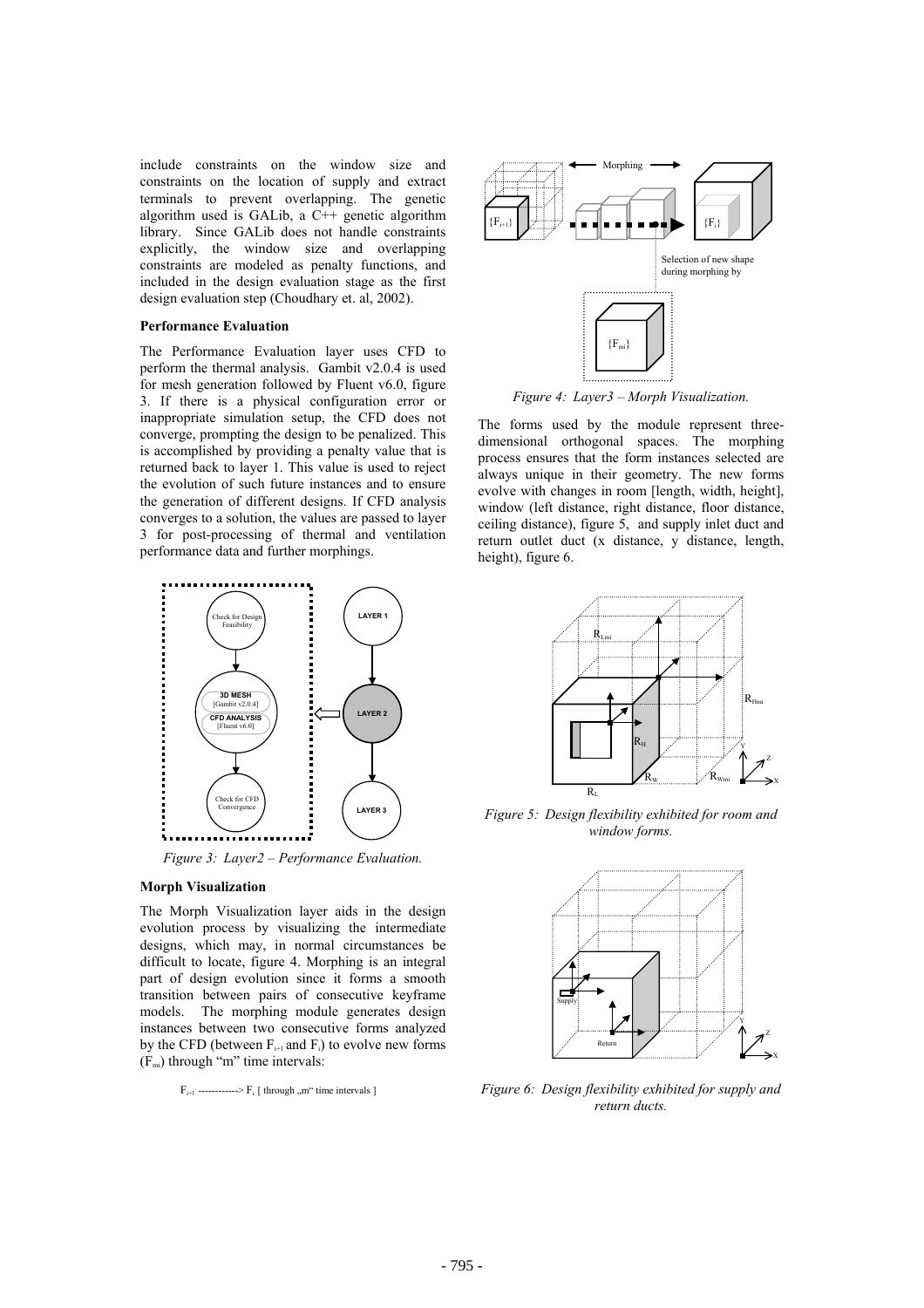include constraints on the window size and constraints on the location of supply and extract terminals to prevent overlapping. The genetic algorithm used is GALib, a C++ genetic algorithm library. Since GALib does not handle constraints explicitly, the window size and overlapping constraints are modeled as penalty functions, and included in the design evaluation stage as the first design evaluation step (Choudhary et. al, 2002).

### Performance Evaluation

The Performance Evaluation layer uses CFD to perform the thermal analysis. Gambit v2.0.4 is used for mesh generation followed by Fluent v6.0, figure 3. If there is a physical configuration error or inappropriate simulation setup, the CFD does not converge, prompting the design to be penalized. This is accomplished by providing a penalty value that is returned back to layer 1. This value is used to reject the evolution of such future instances and to ensure the generation of different designs. If CFD analysis converges to a solution, the values are passed to layer 3 for post-processing of thermal and ventilation performance data and further morphings.

*Figure 3: Layer2 – Performance Evaluation.*

### Morph Visualization

The Morph Visualization layer aids in the design evolution process by visualizing the intermediate designs, which may, in normal circumstances be difficult to locate, figure 4. Morphing is an integral part of design evolution since it forms a smooth transition between pairs of consecutive keyframe models. The morphing module generates design instances between two consecutive forms analyzed by the CFD (between $F_{i+1}$ and $F_i$) to evolve new forms ($F_{mi}$) through "m" time intervals:

$F_{i+1}$ -----------> $F_i$ [ through „m" time intervals ]

*Figure 4: Layer3 – Morph Visualization.*

The forms used by the module represent three-dimensional orthogonal spaces. The morphing process ensures that the form instances selected are always unique in their geometry. The new forms evolve with changes in room [length, width, height], window (left distance, right distance, floor distance, ceiling distance), figure 5, and supply inlet duct and return outlet duct (x distance, y distance, length, height), figure 6.

*Figure 5: Design flexibility exhibited for room and window forms.*

*Figure 6: Design flexibility exhibited for supply and return ducts.*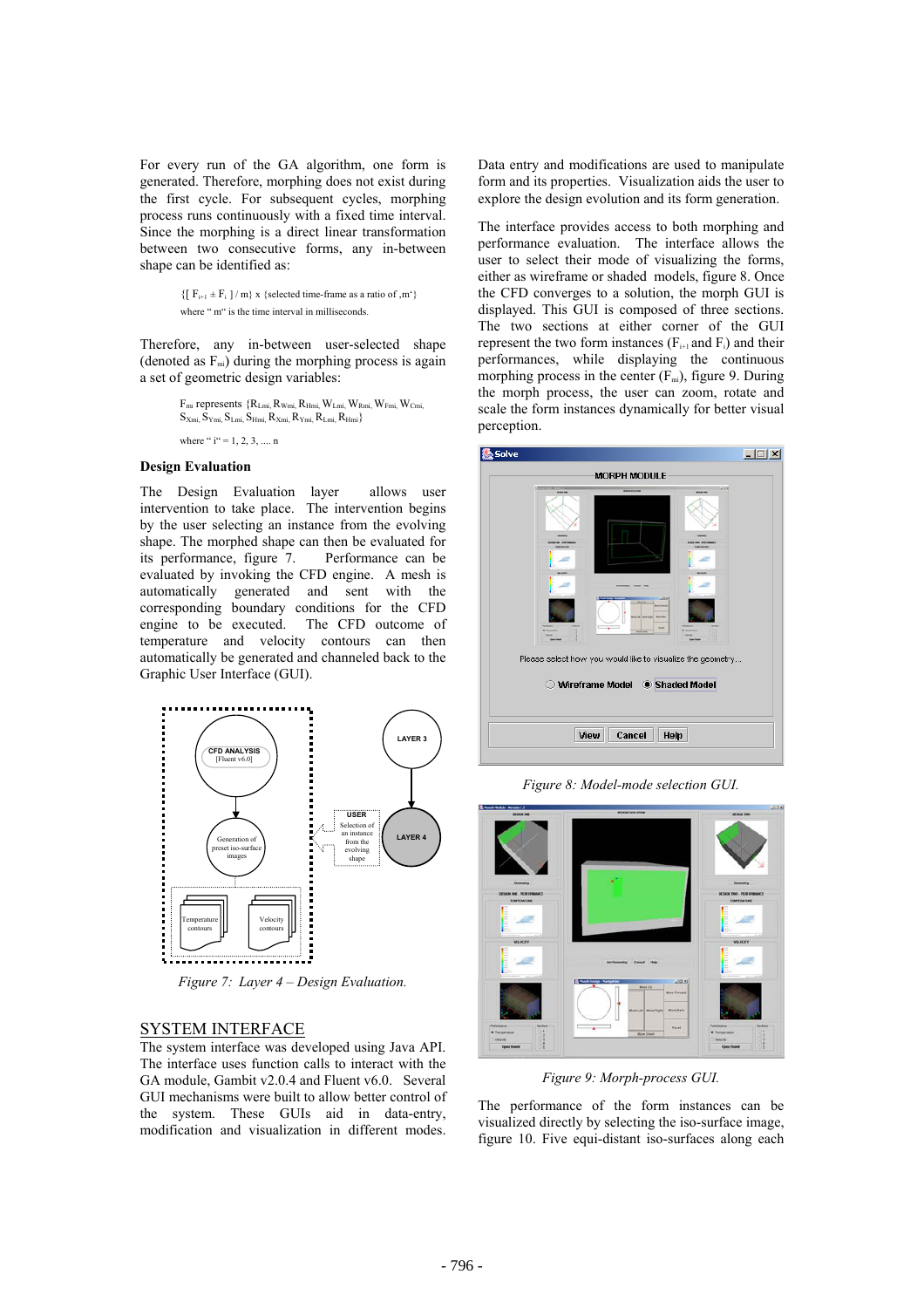For every run of the GA algorithm, one form is generated. Therefore, morphing does not exist during the first cycle. For subsequent cycles, morphing process runs continuously with a fixed time interval. Since the morphing is a direct linear transformation between two consecutive forms, any in-between shape can be identified as:

$\{[F_{i+1} \pm F_i] / m\}$ x {selected time-frame as a ratio of ‚m'}
where " m" is the time interval in milliseconds.

Therefore, any in-between user-selected shape (denoted as $F_{mi}$) during the morphing process is again a set of geometric design variables:

$F_{mi}$ represents $\{R_{Lmi}, R_{Wmi}, R_{Hmi}, W_{Lmi}, W_{Rmi}, W_{Fmi}, W_{Cmi}, S_{Xmi}, S_{Ymi}, S_{Lmi}, S_{Hmi}, R_{Xmi}, R_{Ymi}, R_{Lmi}, R_{Hmi}\}$
where " i" = 1, 2, 3, .... n

### Design Evaluation

The Design Evaluation layer allows user intervention to take place. The intervention begins by the user selecting an instance from the evolving shape. The morphed shape can then be evaluated for its performance, figure 7. Performance can be evaluated by invoking the CFD engine. A mesh is automatically generated and sent with the corresponding boundary conditions for the CFD engine to be executed. The CFD outcome of temperature and velocity contours can then automatically be generated and channeled back to the Graphic User Interface (GUI).

*Figure 7: Layer 4 – Design Evaluation.*

## SYSTEM INTERFACE

The system interface was developed using Java API. The interface uses function calls to interact with the GA module, Gambit v2.0.4 and Fluent v6.0. Several GUI mechanisms were built to allow better control of the system. These GUIs aid in data-entry, modification and visualization in different modes. Data entry and modifications are used to manipulate form and its properties. Visualization aids the user to explore the design evolution and its form generation.

The interface provides access to both morphing and performance evaluation. The interface allows the user to select their mode of visualizing the forms, either as wireframe or shaded models, figure 8. Once the CFD converges to a solution, the morph GUI is displayed. This GUI is composed of three sections. The two sections at either corner of the GUI represent the two form instances ($F_{i+1}$ and $F_i$) and their performances, while displaying the continuous morphing process in the center ($F_{mi}$), figure 9. During the morph process, the user can zoom, rotate and scale the form instances dynamically for better visual perception.

*Figure 8: Model-mode selection GUI.*

*Figure 9: Morph-process GUI.*

The performance of the form instances can be visualized directly by selecting the iso-surface image, figure 10. Five equi-distant iso-surfaces along each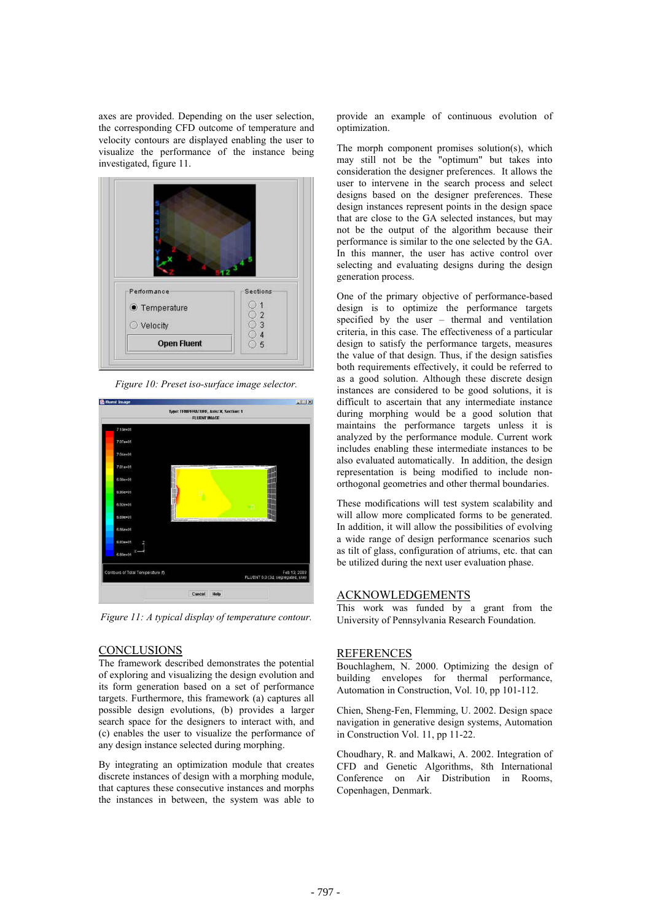axes are provided. Depending on the user selection, the corresponding CFD outcome of temperature and velocity contours are displayed enabling the user to visualize the performance of the instance being investigated, figure 11.

*Figure 10: Preset iso-surface image selector.*

*Figure 11: A typical display of temperature contour.*

## CONCLUSIONS

The framework described demonstrates the potential of exploring and visualizing the design evolution and its form generation based on a set of performance targets. Furthermore, this framework (a) captures all possible design evolutions, (b) provides a larger search space for the designers to interact with, and (c) enables the user to visualize the performance of any design instance selected during morphing.

By integrating an optimization module that creates discrete instances of design with a morphing module, that captures these consecutive instances and morphs the instances in between, the system was able to provide an example of continuous evolution of optimization.

The morph component promises solution(s), which may still not be the "optimum" but takes into consideration the designer preferences. It allows the user to intervene in the search process and select designs based on the designer preferences. These design instances represent points in the design space that are close to the GA selected instances, but may not be the output of the algorithm because their performance is similar to the one selected by the GA. In this manner, the user has active control over selecting and evaluating designs during the design generation process.

One of the primary objective of performance-based design is to optimize the performance targets specified by the user – thermal and ventilation criteria, in this case. The effectiveness of a particular design to satisfy the performance targets, measures the value of that design. Thus, if the design satisfies both requirements effectively, it could be referred to as a good solution. Although these discrete design instances are considered to be good solutions, it is difficult to ascertain that any intermediate instance during morphing would be a good solution that maintains the performance targets unless it is analyzed by the performance module. Current work includes enabling these intermediate instances to be also evaluated automatically. In addition, the design representation is being modified to include non-orthogonal geometries and other thermal boundaries.

These modifications will test system scalability and will allow more complicated forms to be generated. In addition, it will allow the possibilities of evolving a wide range of design performance scenarios such as tilt of glass, configuration of atriums, etc. that can be utilized during the next user evaluation phase.

## ACKNOWLEDGEMENTS

This work was funded by a grant from the University of Pennsylvania Research Foundation.

## REFERENCES

Bouchlaghem, N. 2000. Optimizing the design of building envelopes for thermal performance, Automation in Construction, Vol. 10, pp 101-112.

Chien, Sheng-Fen, Flemming, U. 2002. Design space navigation in generative design systems, Automation in Construction Vol. 11, pp 11-22.

Choudhary, R. and Malkawi, A. 2002. Integration of CFD and Genetic Algorithms, 8th International Conference on Air Distribution in Rooms, Copenhagen, Denmark.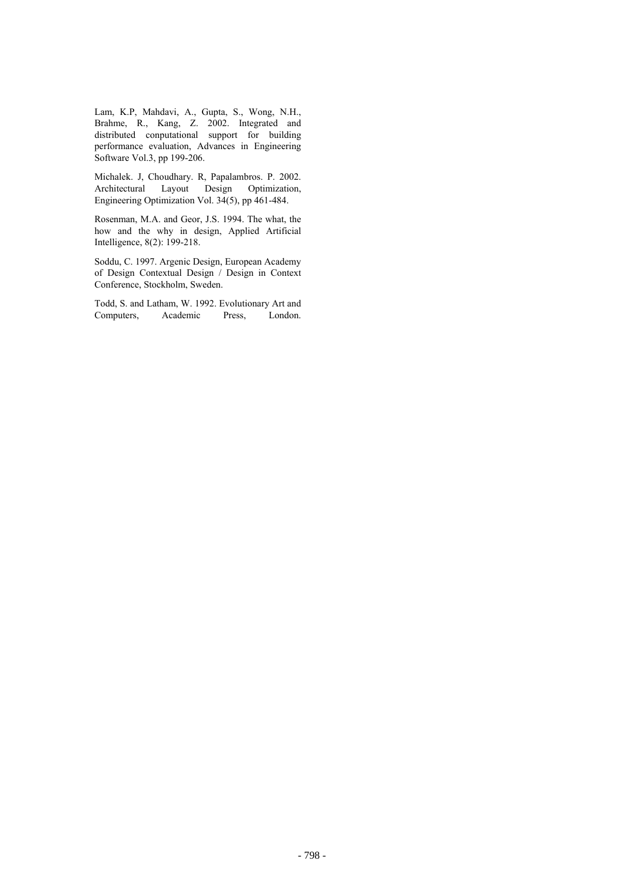Lam, K.P, Mahdavi, A., Gupta, S., Wong, N.H., Brahme, R., Kang, Z. 2002. Integrated and distributed conputational support for building performance evaluation, Advances in Engineering Software Vol.3, pp 199-206.

Michalek. J, Choudhary. R, Papalambros. P. 2002. Architectural Layout Design Optimization, Engineering Optimization Vol. 34(5), pp 461-484.

Rosenman, M.A. and Geor, J.S. 1994. The what, the how and the why in design, Applied Artificial Intelligence, 8(2): 199-218.

Soddu, C. 1997. Argenic Design, European Academy of Design Contextual Design / Design in Context Conference, Stockholm, Sweden.

Todd, S. and Latham, W. 1992. Evolutionary Art and Computers, Academic Press, London.